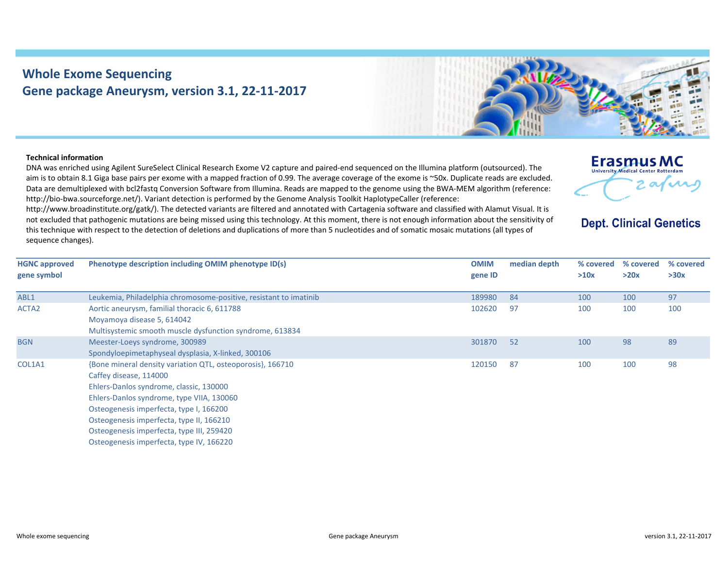# Whole Exome Sequencing
## Gene package Aneurysm, version 3.1, 22-11-2017

Erasmus MC
University Medical Center Rotterdam

**Dept. Clinical Genetics**

**Technical information**

DNA was enriched using Agilent SureSelect Clinical Research Exome V2 capture and paired-end sequenced on the Illumina platform (outsourced). The aim is to obtain 8.1 Giga base pairs per exome with a mapped fraction of 0.99. The average coverage of the exome is ~50x. Duplicate reads are excluded. Data are demultiplexed with bcl2fastq Conversion Software from Illumina. Reads are mapped to the genome using the BWA-MEM algorithm (reference: http://bio-bwa.sourceforge.net/). Variant detection is performed by the Genome Analysis Toolkit HaplotypeCaller (reference: http://www.broadinstitute.org/gatk/). The detected variants are filtered and annotated with Cartagenia software and classified with Alamut Visual. It is not excluded that pathogenic mutations are being missed using this technology. At this moment, there is not enough information about the sensitivity of this technique with respect to the detection of deletions and duplications of more than 5 nucleotides and of somatic mosaic mutations (all types of sequence changes).

| HGNC approved gene symbol | Phenotype description including OMIM phenotype ID(s) | OMIM gene ID | median depth | % covered >10x | % covered >20x | % covered >30x |
|---|---|---|---|---|---|---|
| ABL1 | Leukemia, Philadelphia chromosome-positive, resistant to imatinib | 189980 | 84 | 100 | 100 | 97 |
| ACTA2 | Aortic aneurysm, familial thoracic 6, 611788<br>Moyamoya disease 5, 614042<br>Multisystemic smooth muscle dysfunction syndrome, 613834 | 102620 | 97 | 100 | 100 | 100 |
| BGN | Meester-Loeys syndrome, 300989<br>Spondyloepimetaphyseal dysplasia, X-linked, 300106 | 301870 | 52 | 100 | 98 | 89 |
| COL1A1 | {Bone mineral density variation QTL, osteoporosis}, 166710<br>Caffey disease, 114000<br>Ehlers-Danlos syndrome, classic, 130000<br>Ehlers-Danlos syndrome, type VIIA, 130060<br>Osteogenesis imperfecta, type I, 166200<br>Osteogenesis imperfecta, type II, 166210<br>Osteogenesis imperfecta, type III, 259420<br>Osteogenesis imperfecta, type IV, 166220 | 120150 | 87 | 100 | 100 | 98 |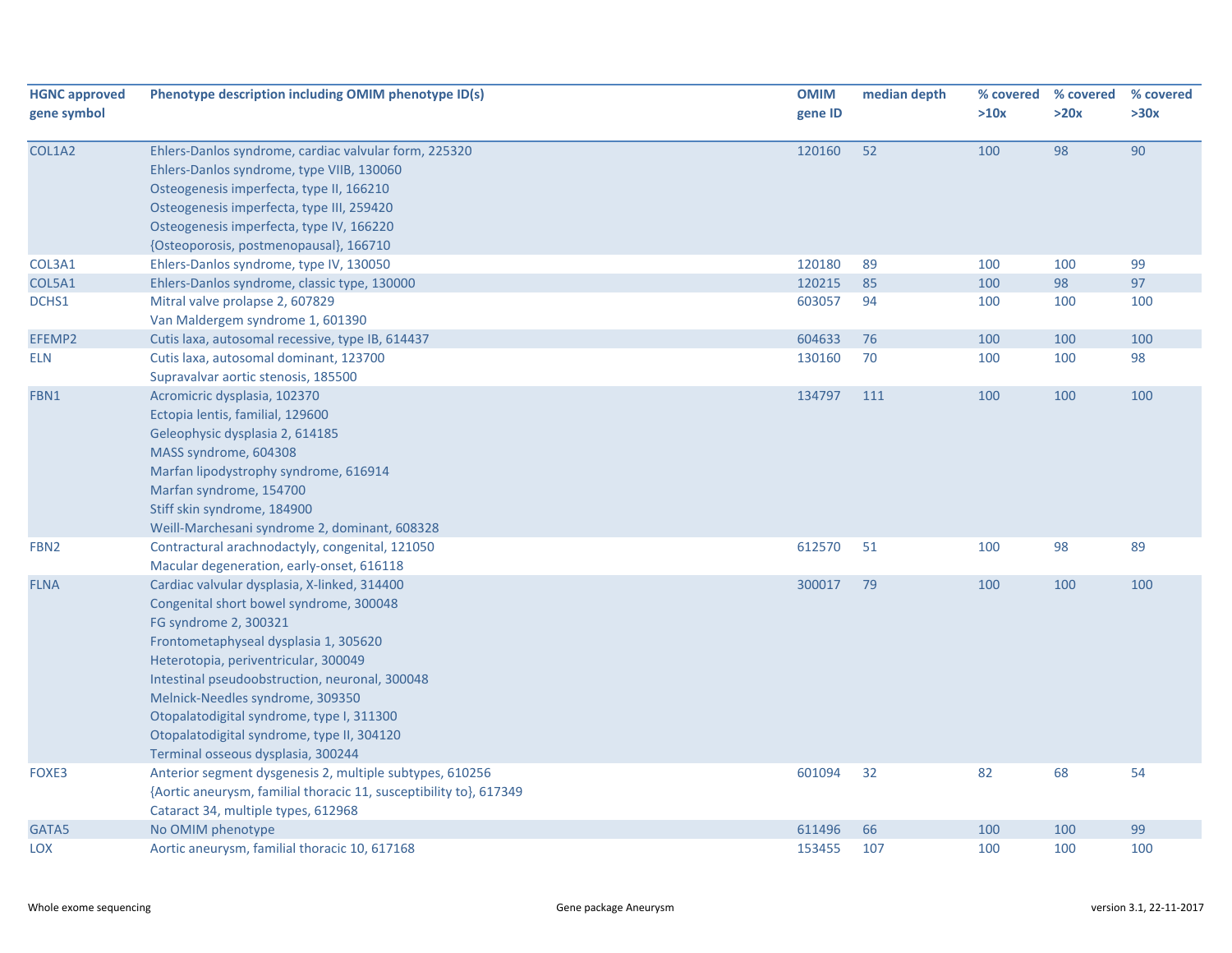| HGNC approved gene symbol | Phenotype description including OMIM phenotype ID(s) | OMIM gene ID | median depth | % covered >10x | % covered >20x | % covered >30x |
|---|---|---|---|---|---|---|
| COL1A2 | Ehlers-Danlos syndrome, cardiac valvular form, 225320<br>Ehlers-Danlos syndrome, type VIIB, 130060<br>Osteogenesis imperfecta, type II, 166210<br>Osteogenesis imperfecta, type III, 259420<br>Osteogenesis imperfecta, type IV, 166220<br>{Osteoporosis, postmenopausal}, 166710 | 120160 | 52 | 100 | 98 | 90 |
| COL3A1 | Ehlers-Danlos syndrome, type IV, 130050 | 120180 | 89 | 100 | 100 | 99 |
| COL5A1 | Ehlers-Danlos syndrome, classic type, 130000 | 120215 | 85 | 100 | 98 | 97 |
| DCHS1 | Mitral valve prolapse 2, 607829<br>Van Maldergem syndrome 1, 601390 | 603057 | 94 | 100 | 100 | 100 |
| EFEMP2 | Cutis laxa, autosomal recessive, type IB, 614437 | 604633 | 76 | 100 | 100 | 100 |
| ELN | Cutis laxa, autosomal dominant, 123700<br>Supravalvar aortic stenosis, 185500 | 130160 | 70 | 100 | 100 | 98 |
| FBN1 | Acromicric dysplasia, 102370<br>Ectopia lentis, familial, 129600<br>Geleophysic dysplasia 2, 614185<br>MASS syndrome, 604308<br>Marfan lipodystrophy syndrome, 616914<br>Marfan syndrome, 154700<br>Stiff skin syndrome, 184900<br>Weill-Marchesani syndrome 2, dominant, 608328 | 134797 | 111 | 100 | 100 | 100 |
| FBN2 | Contractural arachnodactyly, congenital, 121050<br>Macular degeneration, early-onset, 616118 | 612570 | 51 | 100 | 98 | 89 |
| FLNA | Cardiac valvular dysplasia, X-linked, 314400<br>Congenital short bowel syndrome, 300048<br>FG syndrome 2, 300321<br>Frontometaphyseal dysplasia 1, 305620<br>Heterotopia, periventricular, 300049<br>Intestinal pseudoobstruction, neuronal, 300048<br>Melnick-Needles syndrome, 309350<br>Otopalatodigital syndrome, type I, 311300<br>Otopalatodigital syndrome, type II, 304120<br>Terminal osseous dysplasia, 300244 | 300017 | 79 | 100 | 100 | 100 |
| FOXE3 | Anterior segment dysgenesis 2, multiple subtypes, 610256<br>{Aortic aneurysm, familial thoracic 11, susceptibility to}, 617349<br>Cataract 34, multiple types, 612968 | 601094 | 32 | 82 | 68 | 54 |
| GATA5 | No OMIM phenotype | 611496 | 66 | 100 | 100 | 99 |
| LOX | Aortic aneurysm, familial thoracic 10, 617168 | 153455 | 107 | 100 | 100 | 100 |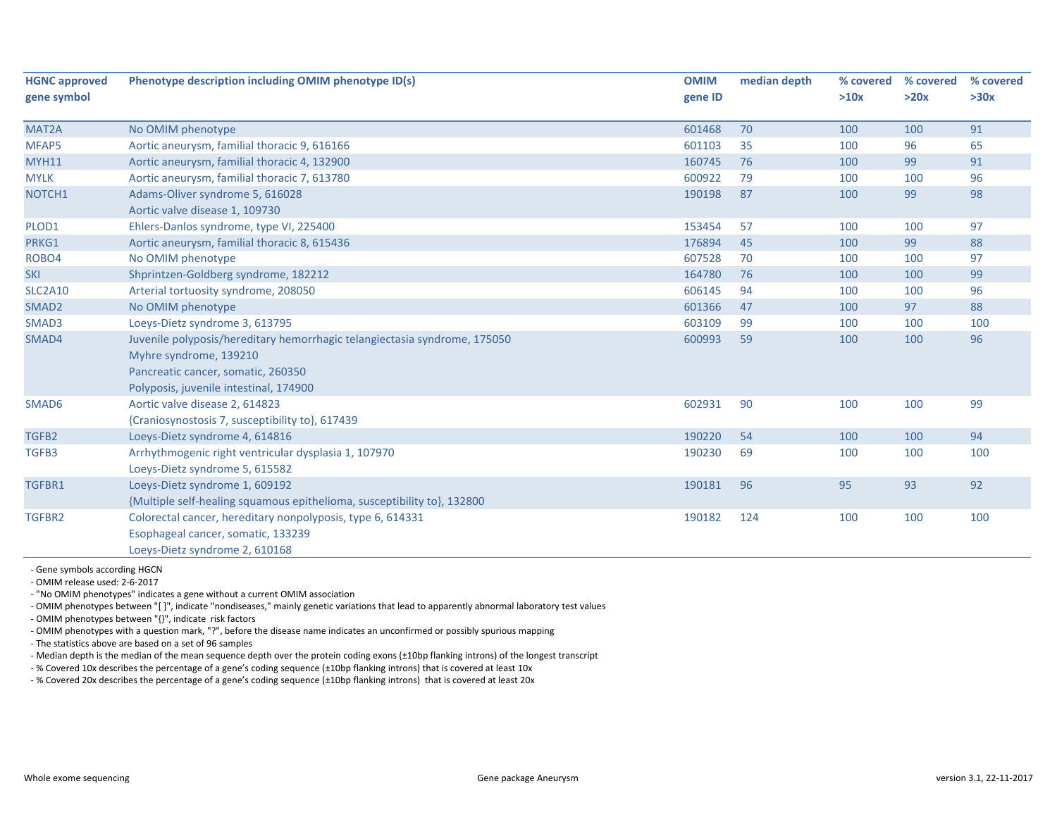| HGNC approved gene symbol | Phenotype description including OMIM phenotype ID(s) | OMIM gene ID | median depth | % covered >10x | % covered >20x | % covered >30x |
|---|---|---|---|---|---|---|
| MAT2A | No OMIM phenotype | 601468 | 70 | 100 | 100 | 91 |
| MFAP5 | Aortic aneurysm, familial thoracic 9, 616166 | 601103 | 35 | 100 | 96 | 65 |
| MYH11 | Aortic aneurysm, familial thoracic 4, 132900 | 160745 | 76 | 100 | 99 | 91 |
| MYLK | Aortic aneurysm, familial thoracic 7, 613780 | 600922 | 79 | 100 | 100 | 96 |
| NOTCH1 | Adams-Oliver syndrome 5, 616028<br>Aortic valve disease 1, 109730 | 190198 | 87 | 100 | 99 | 98 |
| PLOD1 | Ehlers-Danlos syndrome, type VI, 225400 | 153454 | 57 | 100 | 100 | 97 |
| PRKG1 | Aortic aneurysm, familial thoracic 8, 615436 | 176894 | 45 | 100 | 99 | 88 |
| ROBO4 | No OMIM phenotype | 607528 | 70 | 100 | 100 | 97 |
| SKI | Shprintzen-Goldberg syndrome, 182212 | 164780 | 76 | 100 | 100 | 99 |
| SLC2A10 | Arterial tortuosity syndrome, 208050 | 606145 | 94 | 100 | 100 | 96 |
| SMAD2 | No OMIM phenotype | 601366 | 47 | 100 | 97 | 88 |
| SMAD3 | Loeys-Dietz syndrome 3, 613795 | 603109 | 99 | 100 | 100 | 100 |
| SMAD4 | Juvenile polyposis/hereditary hemorrhagic telangiectasia syndrome, 175050<br>Myhre syndrome, 139210<br>Pancreatic cancer, somatic, 260350<br>Polyposis, juvenile intestinal, 174900 | 600993 | 59 | 100 | 100 | 96 |
| SMAD6 | Aortic valve disease 2, 614823<br>{Craniosynostosis 7, susceptibility to}, 617439 | 602931 | 90 | 100 | 100 | 99 |
| TGFB2 | Loeys-Dietz syndrome 4, 614816 | 190220 | 54 | 100 | 100 | 94 |
| TGFB3 | Arrhythmogenic right ventricular dysplasia 1, 107970<br>Loeys-Dietz syndrome 5, 615582 | 190230 | 69 | 100 | 100 | 100 |
| TGFBR1 | Loeys-Dietz syndrome 1, 609192<br>{Multiple self-healing squamous epithelioma, susceptibility to}, 132800 | 190181 | 96 | 95 | 93 | 92 |
| TGFBR2 | Colorectal cancer, hereditary nonpolyposis, type 6, 614331<br>Esophageal cancer, somatic, 133239<br>Loeys-Dietz syndrome 2, 610168 | 190182 | 124 | 100 | 100 | 100 |

- Gene symbols according HGCN
- OMIM release used: 2-6-2017
- "No OMIM phenotypes" indicates a gene without a current OMIM association
- OMIM phenotypes between "[ ]", indicate "nondiseases," mainly genetic variations that lead to apparently abnormal laboratory test values
- OMIM phenotypes between "{}", indicate risk factors
- OMIM phenotypes with a question mark, "?", before the disease name indicates an unconfirmed or possibly spurious mapping
- The statistics above are based on a set of 96 samples
- Median depth is the median of the mean sequence depth over the protein coding exons (±10bp flanking introns) of the longest transcript
- % Covered 10x describes the percentage of a gene's coding sequence (±10bp flanking introns) that is covered at least 10x
- % Covered 20x describes the percentage of a gene's coding sequence (±10bp flanking introns) that is covered at least 20x